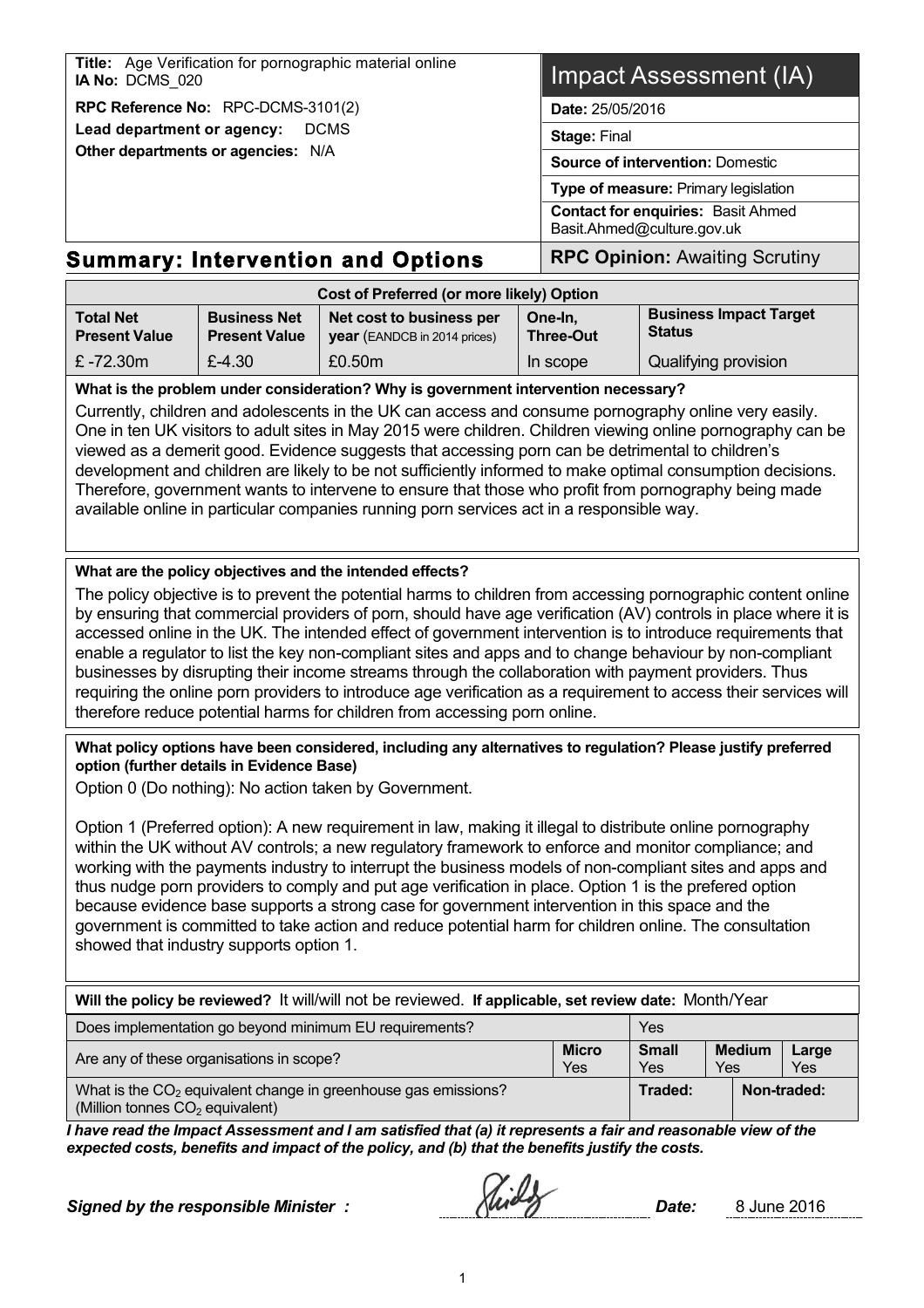**Title:** Age Verification for pornographic material online
**IA No:** DCMS_020

**RPC Reference No:** RPC-DCMS-3101(2)

**Lead department or agency:** DCMS

**Other departments or agencies:** N/A

# Impact Assessment (IA)

**Date:** 25/05/2016

**Stage:** Final

**Source of intervention:** Domestic

**Type of measure:** Primary legislation

**Contact for enquiries:** Basit Ahmed Basit.Ahmed@culture.gov.uk

## Summary: Intervention and Options

**RPC Opinion:** Awaiting Scrutiny

| Cost of Preferred (or more likely) Option | | | | |
|---|---|---|---|---|
| **Total Net Present Value** | **Business Net Present Value** | **Net cost to business per year** (EANDCB in 2014 prices) | **One-In, Three-Out** | **Business Impact Target Status** |
| £ -72.30m | £-4.30 | £0.50m | In scope | Qualifying provision |

**What is the problem under consideration? Why is government intervention necessary?**

Currently, children and adolescents in the UK can access and consume pornography online very easily. One in ten UK visitors to adult sites in May 2015 were children. Children viewing online pornography can be viewed as a demerit good. Evidence suggests that accessing porn can be detrimental to children's development and children are likely to be not sufficiently informed to make optimal consumption decisions. Therefore, government wants to intervene to ensure that those who profit from pornography being made available online in particular companies running porn services act in a responsible way.

**What are the policy objectives and the intended effects?**

The policy objective is to prevent the potential harms to children from accessing pornographic content online by ensuring that commercial providers of porn, should have age verification (AV) controls in place where it is accessed online in the UK. The intended effect of government intervention is to introduce requirements that enable a regulator to list the key non-compliant sites and apps and to change behaviour by non-compliant businesses by disrupting their income streams through the collaboration with payment providers. Thus requiring the online porn providers to introduce age verification as a requirement to access their services will therefore reduce potential harms for children from accessing porn online.

**What policy options have been considered, including any alternatives to regulation? Please justify preferred option (further details in Evidence Base)**

Option 0 (Do nothing): No action taken by Government.

Option 1 (Preferred option): A new requirement in law, making it illegal to distribute online pornography within the UK without AV controls; a new regulatory framework to enforce and monitor compliance; and working with the payments industry to interrupt the business models of non-compliant sites and apps and thus nudge porn providers to comply and put age verification in place. Option 1 is the prefered option because evidence base supports a strong case for government intervention in this space and the government is committed to take action and reduce potential harm for children online. The consultation showed that industry supports option 1.

| **Will the policy be reviewed?** It will/will not be reviewed. **If applicable, set review date:** Month/Year | | | | |
|---|---|---|---|---|
| Does implementation go beyond minimum EU requirements? | | Yes | | |
| Are any of these organisations in scope? | **Micro** Yes | **Small** Yes | **Medium** Yes | **Large** Yes |
| What is the $CO_2$ equivalent change in greenhouse gas emissions? (Million tonnes $CO_2$ equivalent) | | **Traded:** | **Non-traded:** | |

***I have read the Impact Assessment and I am satisfied that (a) it represents a fair and reasonable view of the expected costs, benefits and impact of the policy, and (b) that the benefits justify the costs.***

***Signed by the responsible Minister :*** ***Date:*** 8 June 2016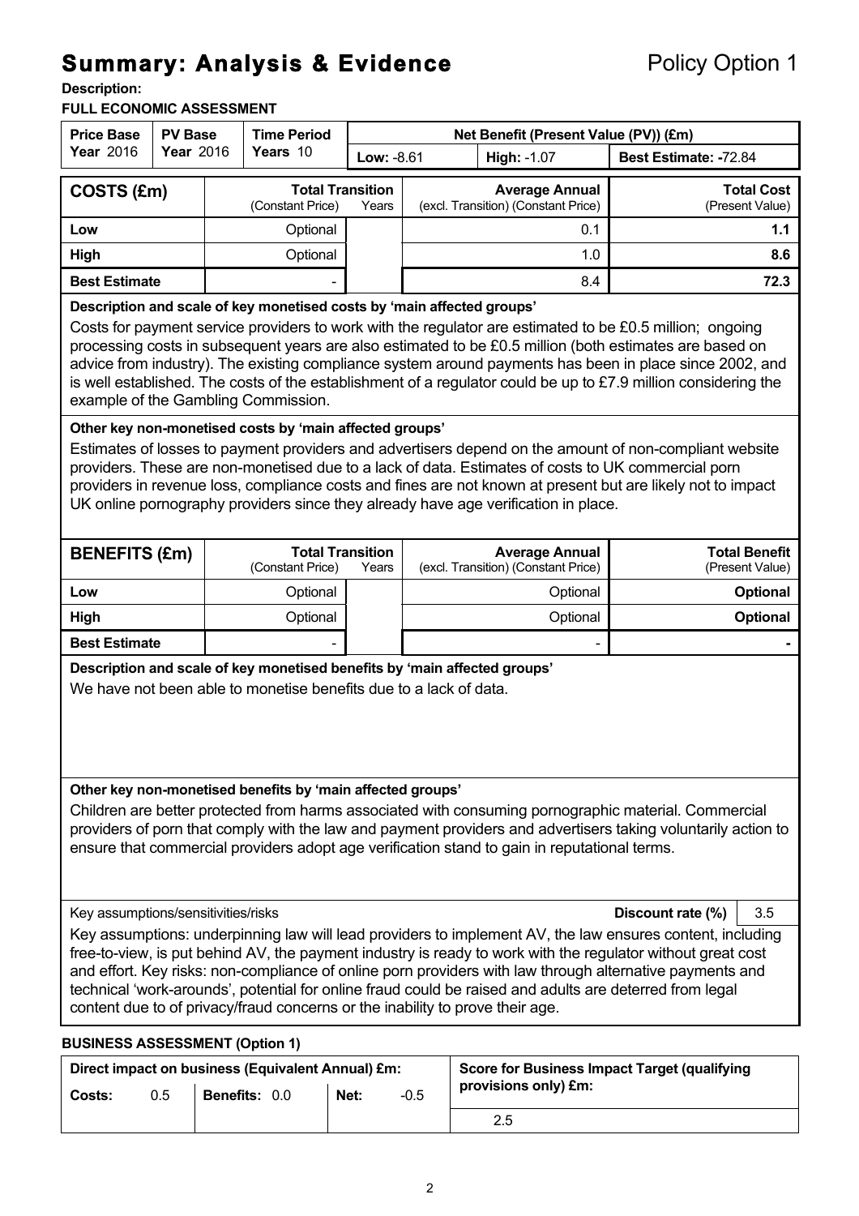# Summary: Analysis & Evidence

Policy Option 1

**Description:**

**FULL ECONOMIC ASSESSMENT**

| Price Base | PV Base | Time Period | Net Benefit (Present Value (PV)) (£m) | | |
|---|---|---|---|---|---|
| **Year** 2016 | **Year** 2016 | **Years** 10 | **Low:** -8.61 | **High:** -1.07 | **Best Estimate: -**72.84 |

| COSTS (£m) | Total Transition (Constant Price) | Years | Average Annual (excl. Transition) (Constant Price) | Total Cost (Present Value) |
|---|---|---|---|---|
| **Low** | Optional | | 0.1 | **1.1** |
| **High** | Optional | | 1.0 | **8.6** |
| **Best Estimate** | - | | 8.4 | **72.3** |

**Description and scale of key monetised costs by 'main affected groups'**

Costs for payment service providers to work with the regulator are estimated to be £0.5 million; ongoing processing costs in subsequent years are also estimated to be £0.5 million (both estimates are based on advice from industry). The existing compliance system around payments has been in place since 2002, and is well established. The costs of the establishment of a regulator could be up to £7.9 million considering the example of the Gambling Commission.

**Other key non-monetised costs by 'main affected groups'**

Estimates of losses to payment providers and advertisers depend on the amount of non-compliant website providers. These are non-monetised due to a lack of data. Estimates of costs to UK commercial porn providers in revenue loss, compliance costs and fines are not known at present but are likely not to impact UK online pornography providers since they already have age verification in place.

| BENEFITS (£m) | Total Transition (Constant Price) | Years | Average Annual (excl. Transition) (Constant Price) | Total Benefit (Present Value) |
|---|---|---|---|---|
| **Low** | Optional | | Optional | **Optional** |
| **High** | Optional | | Optional | **Optional** |
| **Best Estimate** | - | | - | **-** |

**Description and scale of key monetised benefits by 'main affected groups'**

We have not been able to monetise benefits due to a lack of data.

**Other key non-monetised benefits by 'main affected groups'**

Children are better protected from harms associated with consuming pornographic material. Commercial providers of porn that comply with the law and payment providers and advertisers taking voluntarily action to ensure that commercial providers adopt age verification stand to gain in reputational terms.

Key assumptions/sensitivities/risks — **Discount rate (%)** 3.5

Key assumptions: underpinning law will lead providers to implement AV, the law ensures content, including free-to-view, is put behind AV, the payment industry is ready to work with the regulator without great cost and effort. Key risks: non-compliance of online porn providers with law through alternative payments and technical 'work-arounds', potential for online fraud could be raised and adults are deterred from legal content due to of privacy/fraud concerns or the inability to prove their age.

**BUSINESS ASSESSMENT (Option 1)**

| Direct impact on business (Equivalent Annual) £m: | | | Score for Business Impact Target (qualifying provisions only) £m: |
|---|---|---|---|
| **Costs:** 0.5 | **Benefits:** 0.0 | **Net:** -0.5 | 2.5 |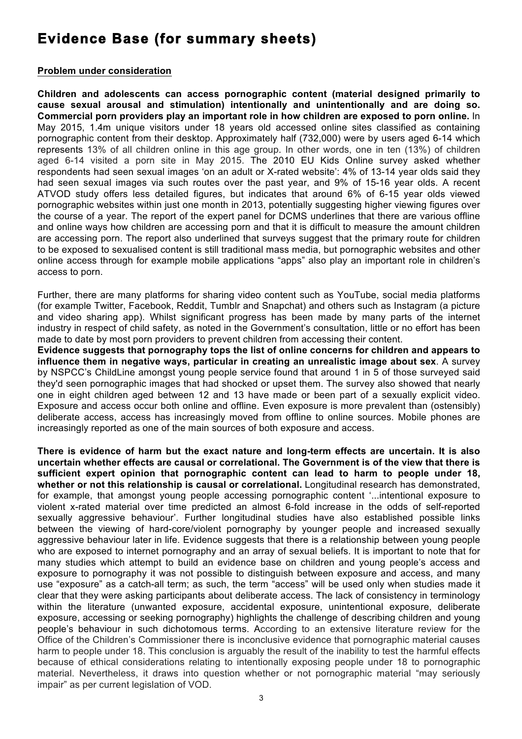# Evidence Base (for summary sheets)

**Problem under consideration**

**Children and adolescents can access pornographic content (material designed primarily to cause sexual arousal and stimulation) intentionally and unintentionally and are doing so. Commercial porn providers play an important role in how children are exposed to porn online.** In May 2015, 1.4m unique visitors under 18 years old accessed online sites classified as containing pornographic content from their desktop. Approximately half (732,000) were by users aged 6-14 which represents 13% of all children online in this age group. In other words, one in ten (13%) of children aged 6-14 visited a porn site in May 2015. The 2010 EU Kids Online survey asked whether respondents had seen sexual images 'on an adult or X-rated website': 4% of 13-14 year olds said they had seen sexual images via such routes over the past year, and 9% of 15-16 year olds. A recent ATVOD study offers less detailed figures, but indicates that around 6% of 6-15 year olds viewed pornographic websites within just one month in 2013, potentially suggesting higher viewing figures over the course of a year. The report of the expert panel for DCMS underlines that there are various offline and online ways how children are accessing porn and that it is difficult to measure the amount children are accessing porn. The report also underlined that surveys suggest that the primary route for children to be exposed to sexualised content is still traditional mass media, but pornographic websites and other online access through for example mobile applications "apps" also play an important role in children's access to porn.

Further, there are many platforms for sharing video content such as YouTube, social media platforms (for example Twitter, Facebook, Reddit, Tumblr and Snapchat) and others such as Instagram (a picture and video sharing app). Whilst significant progress has been made by many parts of the internet industry in respect of child safety, as noted in the Government's consultation, little or no effort has been made to date by most porn providers to prevent children from accessing their content.

**Evidence suggests that pornography tops the list of online concerns for children and appears to influence them in negative ways, particular in creating an unrealistic image about sex**. A survey by NSPCC's ChildLine amongst young people service found that around 1 in 5 of those surveyed said they'd seen pornographic images that had shocked or upset them. The survey also showed that nearly one in eight children aged between 12 and 13 have made or been part of a sexually explicit video. Exposure and access occur both online and offline. Even exposure is more prevalent than (ostensibly) deliberate access, access has increasingly moved from offline to online sources. Mobile phones are increasingly reported as one of the main sources of both exposure and access.

**There is evidence of harm but the exact nature and long-term effects are uncertain. It is also uncertain whether effects are causal or correlational. The Government is of the view that there is sufficient expert opinion that pornographic content can lead to harm to people under 18, whether or not this relationship is causal or correlational.** Longitudinal research has demonstrated, for example, that amongst young people accessing pornographic content '...intentional exposure to violent x-rated material over time predicted an almost 6-fold increase in the odds of self-reported sexually aggressive behaviour'. Further longitudinal studies have also established possible links between the viewing of hard-core/violent pornography by younger people and increased sexually aggressive behaviour later in life. Evidence suggests that there is a relationship between young people who are exposed to internet pornography and an array of sexual beliefs. It is important to note that for many studies which attempt to build an evidence base on children and young people's access and exposure to pornography it was not possible to distinguish between exposure and access, and many use "exposure" as a catch-all term; as such, the term "access" will be used only when studies made it clear that they were asking participants about deliberate access. The lack of consistency in terminology within the literature (unwanted exposure, accidental exposure, unintentional exposure, deliberate exposure, accessing or seeking pornography) highlights the challenge of describing children and young people's behaviour in such dichotomous terms. According to an extensive literature review for the Office of the Children's Commissioner there is inconclusive evidence that pornographic material causes harm to people under 18. This conclusion is arguably the result of the inability to test the harmful effects because of ethical considerations relating to intentionally exposing people under 18 to pornographic material. Nevertheless, it draws into question whether or not pornographic material "may seriously impair" as per current legislation of VOD.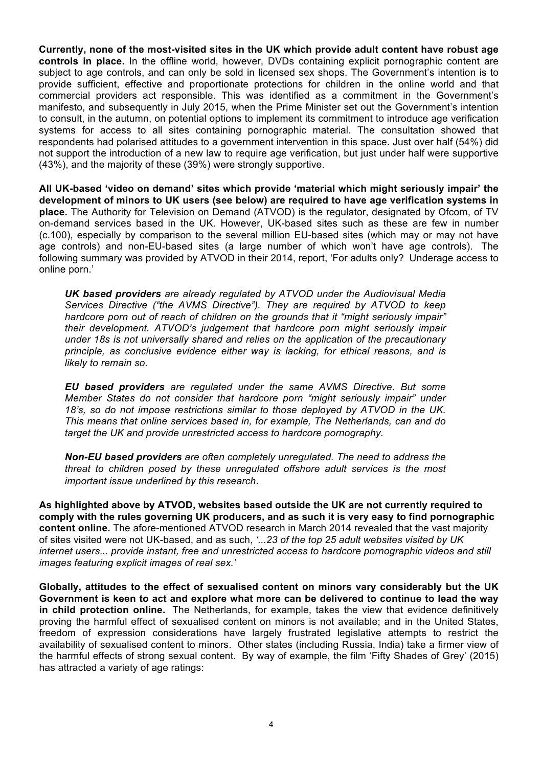**Currently, none of the most-visited sites in the UK which provide adult content have robust age controls in place.** In the offline world, however, DVDs containing explicit pornographic content are subject to age controls, and can only be sold in licensed sex shops. The Government's intention is to provide sufficient, effective and proportionate protections for children in the online world and that commercial providers act responsible. This was identified as a commitment in the Government's manifesto, and subsequently in July 2015, when the Prime Minister set out the Government's intention to consult, in the autumn, on potential options to implement its commitment to introduce age verification systems for access to all sites containing pornographic material. The consultation showed that respondents had polarised attitudes to a government intervention in this space. Just over half (54%) did not support the introduction of a new law to require age verification, but just under half were supportive (43%), and the majority of these (39%) were strongly supportive.

**All UK-based 'video on demand' sites which provide 'material which might seriously impair' the development of minors to UK users (see below) are required to have age verification systems in place.** The Authority for Television on Demand (ATVOD) is the regulator, designated by Ofcom, of TV on-demand services based in the UK. However, UK-based sites such as these are few in number (c.100), especially by comparison to the several million EU-based sites (which may or may not have age controls) and non-EU-based sites (a large number of which won't have age controls). The following summary was provided by ATVOD in their 2014, report, 'For adults only? Underage access to online porn.'

> ***UK based providers*** *are already regulated by ATVOD under the Audiovisual Media Services Directive ("the AVMS Directive"). They are required by ATVOD to keep hardcore porn out of reach of children on the grounds that it "might seriously impair" their development. ATVOD's judgement that hardcore porn might seriously impair under 18s is not universally shared and relies on the application of the precautionary principle, as conclusive evidence either way is lacking, for ethical reasons, and is likely to remain so.*
>
> ***EU based providers*** *are regulated under the same AVMS Directive. But some Member States do not consider that hardcore porn "might seriously impair" under 18's, so do not impose restrictions similar to those deployed by ATVOD in the UK. This means that online services based in, for example, The Netherlands, can and do target the UK and provide unrestricted access to hardcore pornography.*
>
> ***Non-EU based providers*** *are often completely unregulated. The need to address the threat to children posed by these unregulated offshore adult services is the most important issue underlined by this research*.

**As highlighted above by ATVOD, websites based outside the UK are not currently required to comply with the rules governing UK producers, and as such it is very easy to find pornographic content online.** The afore-mentioned ATVOD research in March 2014 revealed that the vast majority of sites visited were not UK-based, and as such, *'...23 of the top 25 adult websites visited by UK internet users... provide instant, free and unrestricted access to hardcore pornographic videos and still images featuring explicit images of real sex.'*

**Globally, attitudes to the effect of sexualised content on minors vary considerably but the UK Government is keen to act and explore what more can be delivered to continue to lead the way in child protection online.** The Netherlands, for example, takes the view that evidence definitively proving the harmful effect of sexualised content on minors is not available; and in the United States, freedom of expression considerations have largely frustrated legislative attempts to restrict the availability of sexualised content to minors. Other states (including Russia, India) take a firmer view of the harmful effects of strong sexual content. By way of example, the film 'Fifty Shades of Grey' (2015) has attracted a variety of age ratings: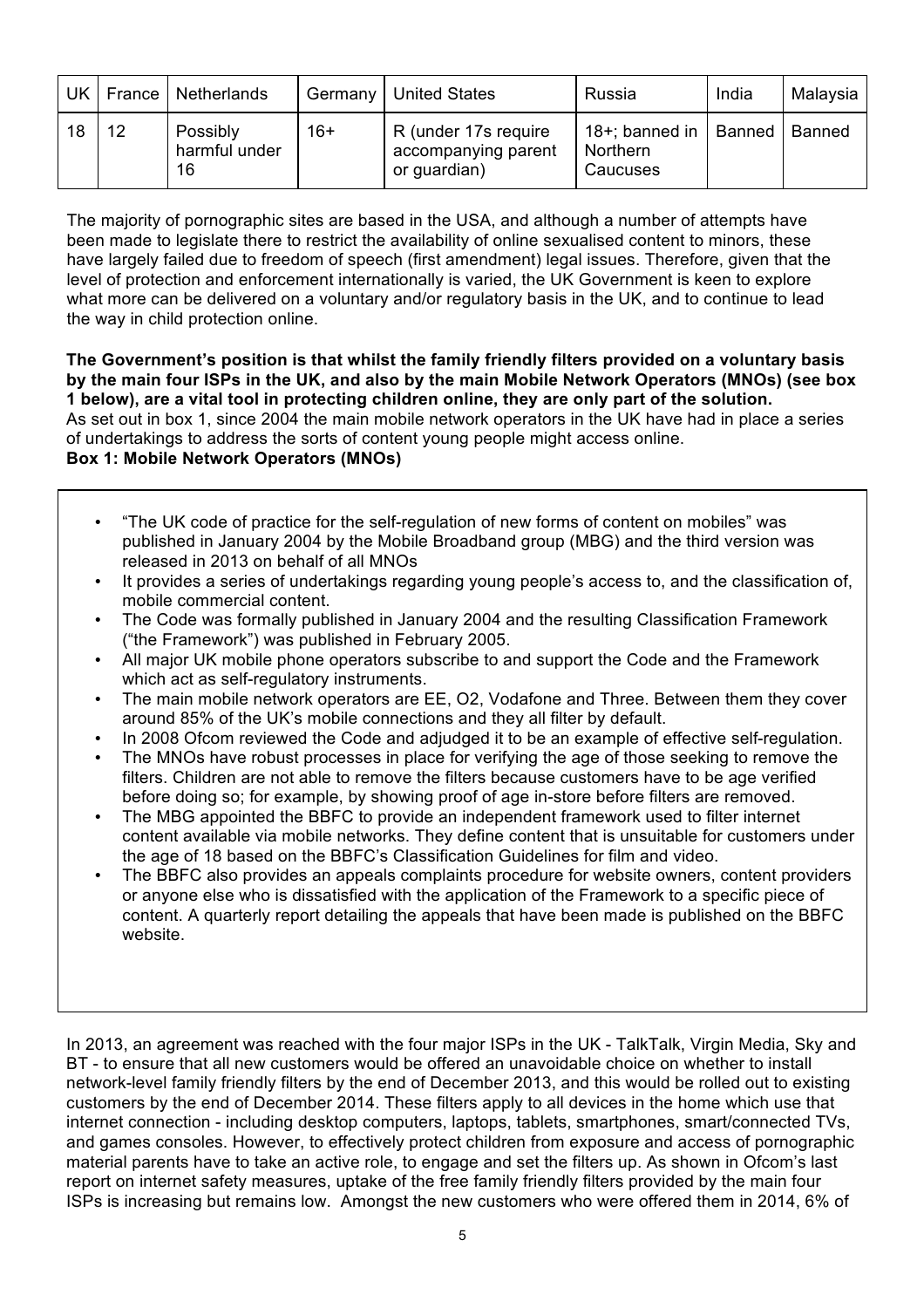| UK | France | Netherlands | Germany | United States | Russia | India | Malaysia |
|---|---|---|---|---|---|---|---|
| 18 | 12 | Possibly harmful under 16 | 16+ | R (under 17s require accompanying parent or guardian) | 18+; banned in Northern Caucuses | Banned | Banned |

The majority of pornographic sites are based in the USA, and although a number of attempts have been made to legislate there to restrict the availability of online sexualised content to minors, these have largely failed due to freedom of speech (first amendment) legal issues. Therefore, given that the level of protection and enforcement internationally is varied, the UK Government is keen to explore what more can be delivered on a voluntary and/or regulatory basis in the UK, and to continue to lead the way in child protection online.

**The Government's position is that whilst the family friendly filters provided on a voluntary basis by the main four ISPs in the UK, and also by the main Mobile Network Operators (MNOs) (see box 1 below), are a vital tool in protecting children online, they are only part of the solution.**
As set out in box 1, since 2004 the main mobile network operators in the UK have had in place a series of undertakings to address the sorts of content young people might access online.

**Box 1: Mobile Network Operators (MNOs)**

- "The UK code of practice for the self-regulation of new forms of content on mobiles" was published in January 2004 by the Mobile Broadband group (MBG) and the third version was released in 2013 on behalf of all MNOs
- It provides a series of undertakings regarding young people's access to, and the classification of, mobile commercial content.
- The Code was formally published in January 2004 and the resulting Classification Framework ("the Framework") was published in February 2005.
- All major UK mobile phone operators subscribe to and support the Code and the Framework which act as self-regulatory instruments.
- The main mobile network operators are EE, O2, Vodafone and Three. Between them they cover around 85% of the UK's mobile connections and they all filter by default.
- In 2008 Ofcom reviewed the Code and adjudged it to be an example of effective self-regulation.
- The MNOs have robust processes in place for verifying the age of those seeking to remove the filters. Children are not able to remove the filters because customers have to be age verified before doing so; for example, by showing proof of age in-store before filters are removed.
- The MBG appointed the BBFC to provide an independent framework used to filter internet content available via mobile networks. They define content that is unsuitable for customers under the age of 18 based on the BBFC's Classification Guidelines for film and video.
- The BBFC also provides an appeals complaints procedure for website owners, content providers or anyone else who is dissatisfied with the application of the Framework to a specific piece of content. A quarterly report detailing the appeals that have been made is published on the BBFC website.

In 2013, an agreement was reached with the four major ISPs in the UK - TalkTalk, Virgin Media, Sky and BT - to ensure that all new customers would be offered an unavoidable choice on whether to install network-level family friendly filters by the end of December 2013, and this would be rolled out to existing customers by the end of December 2014. These filters apply to all devices in the home which use that internet connection - including desktop computers, laptops, tablets, smartphones, smart/connected TVs, and games consoles. However, to effectively protect children from exposure and access of pornographic material parents have to take an active role, to engage and set the filters up. As shown in Ofcom's last report on internet safety measures, uptake of the free family friendly filters provided by the main four ISPs is increasing but remains low. Amongst the new customers who were offered them in 2014, 6% of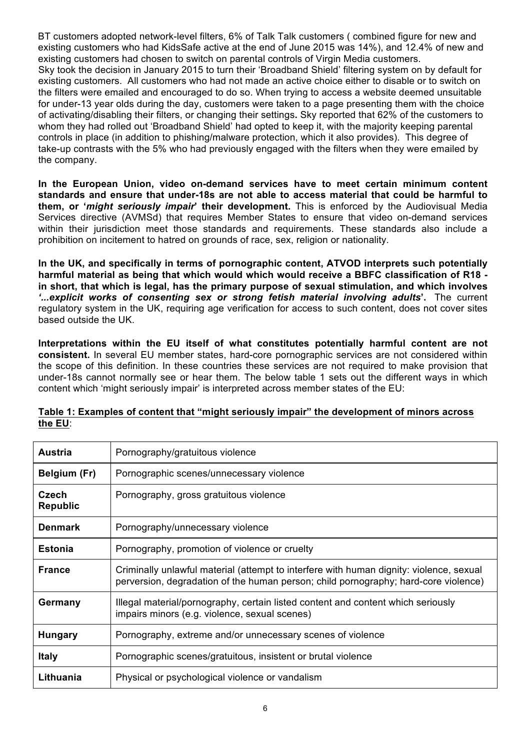BT customers adopted network-level filters, 6% of Talk Talk customers ( combined figure for new and existing customers who had KidsSafe active at the end of June 2015 was 14%), and 12.4% of new and existing customers had chosen to switch on parental controls of Virgin Media customers.
Sky took the decision in January 2015 to turn their 'Broadband Shield' filtering system on by default for existing customers. All customers who had not made an active choice either to disable or to switch on the filters were emailed and encouraged to do so. When trying to access a website deemed unsuitable for under-13 year olds during the day, customers were taken to a page presenting them with the choice of activating/disabling their filters, or changing their settings. Sky reported that 62% of the customers to whom they had rolled out 'Broadband Shield' had opted to keep it, with the majority keeping parental controls in place (in addition to phishing/malware protection, which it also provides). This degree of take-up contrasts with the 5% who had previously engaged with the filters when they were emailed by the company.

**In the European Union, video on-demand services have to meet certain minimum content standards and ensure that under-18s are not able to access material that could be harmful to them, or '*might seriously impair*' their development.** This is enforced by the Audiovisual Media Services directive (AVMSd) that requires Member States to ensure that video on-demand services within their jurisdiction meet those standards and requirements. These standards also include a prohibition on incitement to hatred on grounds of race, sex, religion or nationality.

**In the UK, and specifically in terms of pornographic content, ATVOD interprets such potentially harmful material as being that which would which would receive a BBFC classification of R18 - in short, that which is legal, has the primary purpose of sexual stimulation, and which involves *'...explicit works of consenting sex or strong fetish material involving adults'*.** The current regulatory system in the UK, requiring age verification for access to such content, does not cover sites based outside the UK.

**Interpretations within the EU itself of what constitutes potentially harmful content are not consistent.** In several EU member states, hard-core pornographic services are not considered within the scope of this definition. In these countries these services are not required to make provision that under-18s cannot normally see or hear them. The below table 1 sets out the different ways in which content which 'might seriously impair' is interpreted across member states of the EU:

**Table 1: Examples of content that "might seriously impair" the development of minors across the EU**:

| | |
|---|---|
| **Austria** | Pornography/gratuitous violence |
| **Belgium (Fr)** | Pornographic scenes/unnecessary violence |
| **Czech Republic** | Pornography, gross gratuitous violence |
| **Denmark** | Pornography/unnecessary violence |
| **Estonia** | Pornography, promotion of violence or cruelty |
| **France** | Criminally unlawful material (attempt to interfere with human dignity: violence, sexual perversion, degradation of the human person; child pornography; hard-core violence) |
| **Germany** | Illegal material/pornography, certain listed content and content which seriously impairs minors (e.g. violence, sexual scenes) |
| **Hungary** | Pornography, extreme and/or unnecessary scenes of violence |
| **Italy** | Pornographic scenes/gratuitous, insistent or brutal violence |
| **Lithuania** | Physical or psychological violence or vandalism |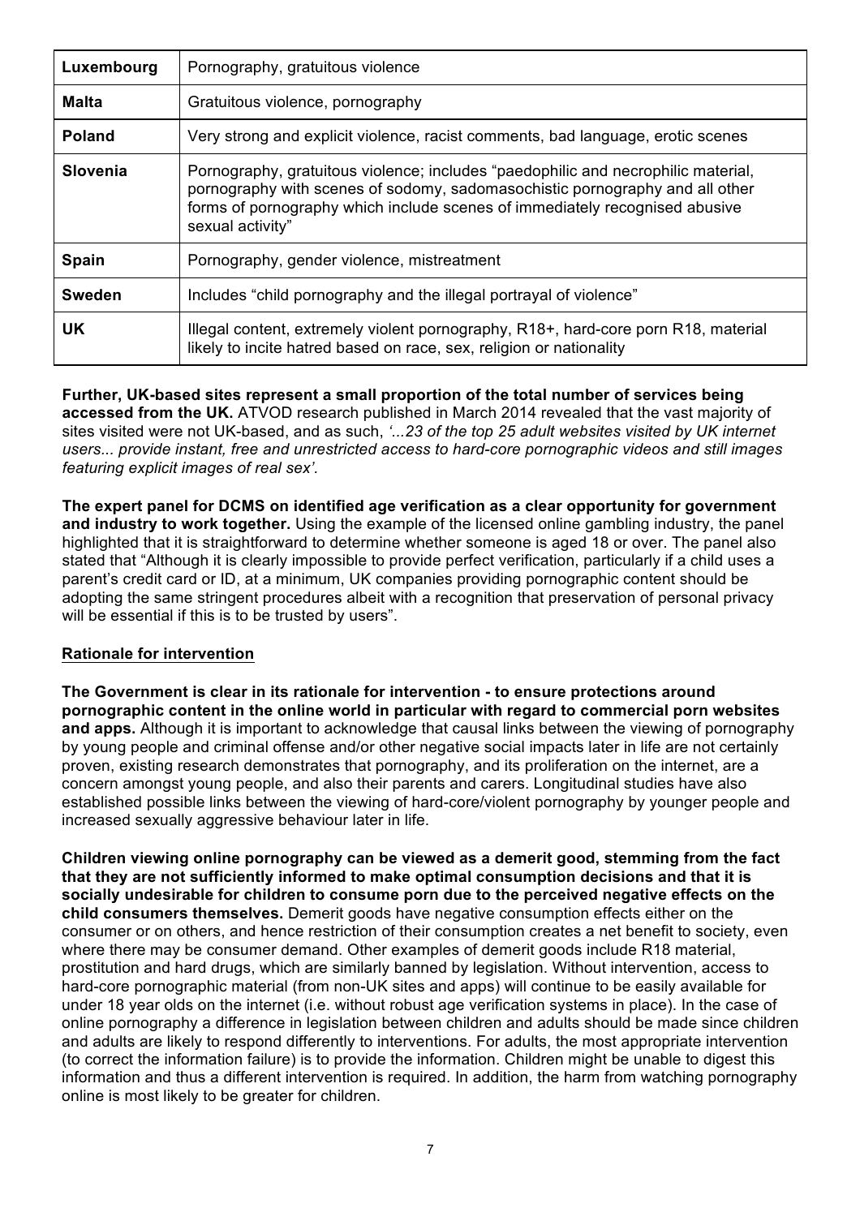| Luxembourg | Pornography, gratuitous violence |
|---|---|
| **Malta** | Gratuitous violence, pornography |
| **Poland** | Very strong and explicit violence, racist comments, bad language, erotic scenes |
| **Slovenia** | Pornography, gratuitous violence; includes "paedophilic and necrophilic material, pornography with scenes of sodomy, sadomasochistic pornography and all other forms of pornography which include scenes of immediately recognised abusive sexual activity" |
| **Spain** | Pornography, gender violence, mistreatment |
| **Sweden** | Includes "child pornography and the illegal portrayal of violence" |
| **UK** | Illegal content, extremely violent pornography, R18+, hard-core porn R18, material likely to incite hatred based on race, sex, religion or nationality |

**Further, UK-based sites represent a small proportion of the total number of services being accessed from the UK.** ATVOD research published in March 2014 revealed that the vast majority of sites visited were not UK-based, and as such, *'...23 of the top 25 adult websites visited by UK internet users... provide instant, free and unrestricted access to hard-core pornographic videos and still images featuring explicit images of real sex'.*

**The expert panel for DCMS on identified age verification as a clear opportunity for government and industry to work together.** Using the example of the licensed online gambling industry, the panel highlighted that it is straightforward to determine whether someone is aged 18 or over. The panel also stated that "Although it is clearly impossible to provide perfect verification, particularly if a child uses a parent's credit card or ID, at a minimum, UK companies providing pornographic content should be adopting the same stringent procedures albeit with a recognition that preservation of personal privacy will be essential if this is to be trusted by users".

## Rationale for intervention

**The Government is clear in its rationale for intervention - to ensure protections around pornographic content in the online world in particular with regard to commercial porn websites and apps.** Although it is important to acknowledge that causal links between the viewing of pornography by young people and criminal offense and/or other negative social impacts later in life are not certainly proven, existing research demonstrates that pornography, and its proliferation on the internet, are a concern amongst young people, and also their parents and carers. Longitudinal studies have also established possible links between the viewing of hard-core/violent pornography by younger people and increased sexually aggressive behaviour later in life.

**Children viewing online pornography can be viewed as a demerit good, stemming from the fact that they are not sufficiently informed to make optimal consumption decisions and that it is socially undesirable for children to consume porn due to the perceived negative effects on the child consumers themselves.** Demerit goods have negative consumption effects either on the consumer or on others, and hence restriction of their consumption creates a net benefit to society, even where there may be consumer demand. Other examples of demerit goods include R18 material, prostitution and hard drugs, which are similarly banned by legislation. Without intervention, access to hard-core pornographic material (from non-UK sites and apps) will continue to be easily available for under 18 year olds on the internet (i.e. without robust age verification systems in place). In the case of online pornography a difference in legislation between children and adults should be made since children and adults are likely to respond differently to interventions. For adults, the most appropriate intervention (to correct the information failure) is to provide the information. Children might be unable to digest this information and thus a different intervention is required. In addition, the harm from watching pornography online is most likely to be greater for children.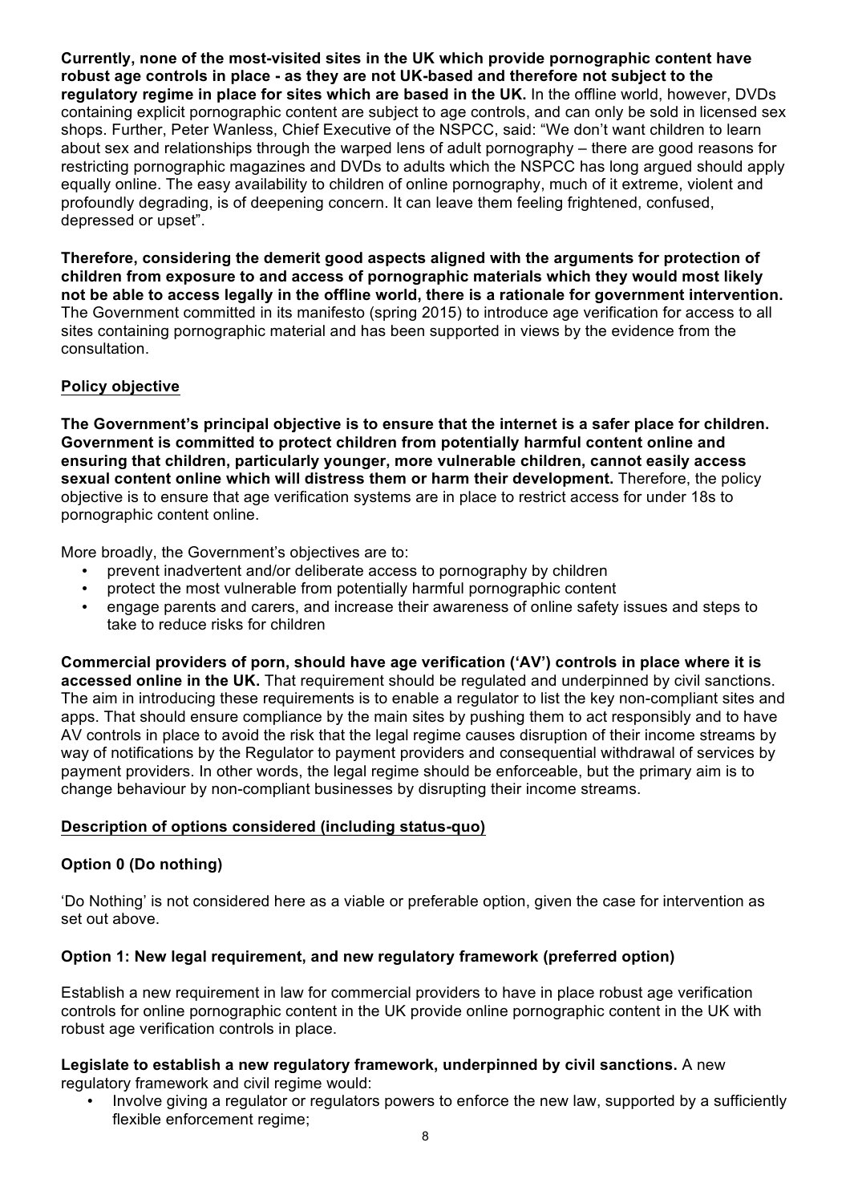**Currently, none of the most-visited sites in the UK which provide pornographic content have robust age controls in place - as they are not UK-based and therefore not subject to the regulatory regime in place for sites which are based in the UK.** In the offline world, however, DVDs containing explicit pornographic content are subject to age controls, and can only be sold in licensed sex shops. Further, Peter Wanless, Chief Executive of the NSPCC, said: "We don't want children to learn about sex and relationships through the warped lens of adult pornography – there are good reasons for restricting pornographic magazines and DVDs to adults which the NSPCC has long argued should apply equally online. The easy availability to children of online pornography, much of it extreme, violent and profoundly degrading, is of deepening concern. It can leave them feeling frightened, confused, depressed or upset".

**Therefore, considering the demerit good aspects aligned with the arguments for protection of children from exposure to and access of pornographic materials which they would most likely not be able to access legally in the offline world, there is a rationale for government intervention.** The Government committed in its manifesto (spring 2015) to introduce age verification for access to all sites containing pornographic material and has been supported in views by the evidence from the consultation.

## Policy objective

**The Government's principal objective is to ensure that the internet is a safer place for children. Government is committed to protect children from potentially harmful content online and ensuring that children, particularly younger, more vulnerable children, cannot easily access sexual content online which will distress them or harm their development.** Therefore, the policy objective is to ensure that age verification systems are in place to restrict access for under 18s to pornographic content online.

More broadly, the Government's objectives are to:

- prevent inadvertent and/or deliberate access to pornography by children
- protect the most vulnerable from potentially harmful pornographic content
- engage parents and carers, and increase their awareness of online safety issues and steps to take to reduce risks for children

**Commercial providers of porn, should have age verification ('AV') controls in place where it is accessed online in the UK.** That requirement should be regulated and underpinned by civil sanctions. The aim in introducing these requirements is to enable a regulator to list the key non-compliant sites and apps. That should ensure compliance by the main sites by pushing them to act responsibly and to have AV controls in place to avoid the risk that the legal regime causes disruption of their income streams by way of notifications by the Regulator to payment providers and consequential withdrawal of services by payment providers. In other words, the legal regime should be enforceable, but the primary aim is to change behaviour by non-compliant businesses by disrupting their income streams.

## Description of options considered (including status-quo)

### Option 0 (Do nothing)

'Do Nothing' is not considered here as a viable or preferable option, given the case for intervention as set out above.

### Option 1: New legal requirement, and new regulatory framework (preferred option)

Establish a new requirement in law for commercial providers to have in place robust age verification controls for online pornographic content in the UK provide online pornographic content in the UK with robust age verification controls in place.

**Legislate to establish a new regulatory framework, underpinned by civil sanctions.** A new regulatory framework and civil regime would:

- Involve giving a regulator or regulators powers to enforce the new law, supported by a sufficiently flexible enforcement regime;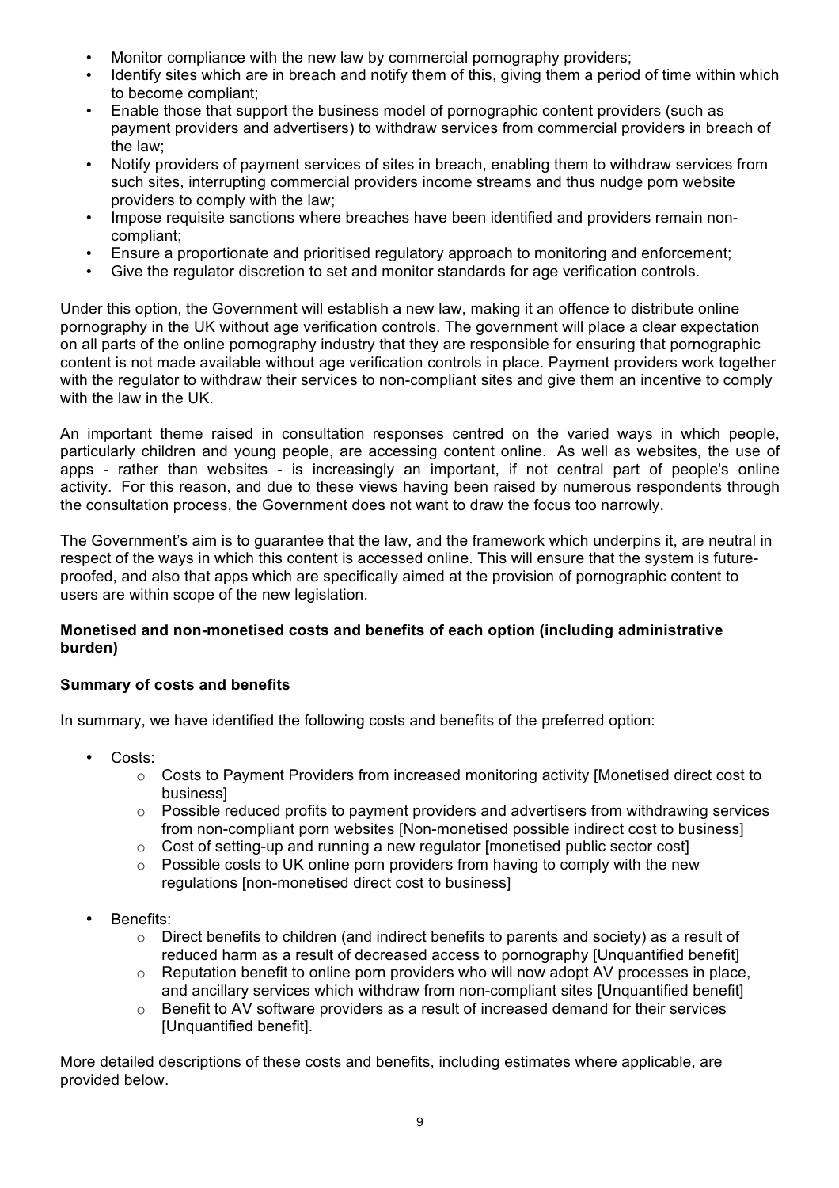- Monitor compliance with the new law by commercial pornography providers;
- Identify sites which are in breach and notify them of this, giving them a period of time within which to become compliant;
- Enable those that support the business model of pornographic content providers (such as payment providers and advertisers) to withdraw services from commercial providers in breach of the law;
- Notify providers of payment services of sites in breach, enabling them to withdraw services from such sites, interrupting commercial providers income streams and thus nudge porn website providers to comply with the law;
- Impose requisite sanctions where breaches have been identified and providers remain non-compliant;
- Ensure a proportionate and prioritised regulatory approach to monitoring and enforcement;
- Give the regulator discretion to set and monitor standards for age verification controls.

Under this option, the Government will establish a new law, making it an offence to distribute online pornography in the UK without age verification controls. The government will place a clear expectation on all parts of the online pornography industry that they are responsible for ensuring that pornographic content is not made available without age verification controls in place. Payment providers work together with the regulator to withdraw their services to non-compliant sites and give them an incentive to comply with the law in the UK.

An important theme raised in consultation responses centred on the varied ways in which people, particularly children and young people, are accessing content online. As well as websites, the use of apps - rather than websites - is increasingly an important, if not central part of people's online activity. For this reason, and due to these views having been raised by numerous respondents through the consultation process, the Government does not want to draw the focus too narrowly.

The Government's aim is to guarantee that the law, and the framework which underpins it, are neutral in respect of the ways in which this content is accessed online. This will ensure that the system is future-proofed, and also that apps which are specifically aimed at the provision of pornographic content to users are within scope of the new legislation.

**Monetised and non-monetised costs and benefits of each option (including administrative burden)**

**Summary of costs and benefits**

In summary, we have identified the following costs and benefits of the preferred option:

- Costs:
  - Costs to Payment Providers from increased monitoring activity [Monetised direct cost to business]
  - Possible reduced profits to payment providers and advertisers from withdrawing services from non-compliant porn websites [Non-monetised possible indirect cost to business]
  - Cost of setting-up and running a new regulator [monetised public sector cost]
  - Possible costs to UK online porn providers from having to comply with the new regulations [non-monetised direct cost to business]

- Benefits:
  - Direct benefits to children (and indirect benefits to parents and society) as a result of reduced harm as a result of decreased access to pornography [Unquantified benefit]
  - Reputation benefit to online porn providers who will now adopt AV processes in place, and ancillary services which withdraw from non-compliant sites [Unquantified benefit]
  - Benefit to AV software providers as a result of increased demand for their services [Unquantified benefit].

More detailed descriptions of these costs and benefits, including estimates where applicable, are provided below.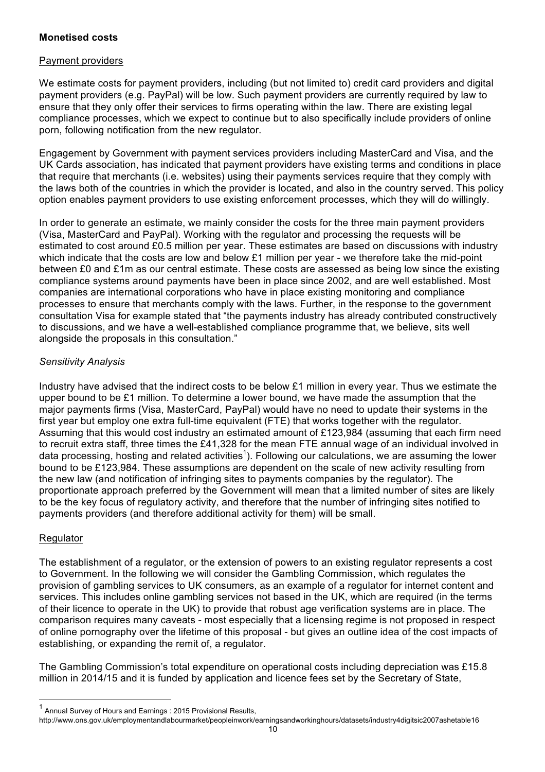**Monetised costs**

Payment providers

We estimate costs for payment providers, including (but not limited to) credit card providers and digital payment providers (e.g. PayPal) will be low. Such payment providers are currently required by law to ensure that they only offer their services to firms operating within the law. There are existing legal compliance processes, which we expect to continue but to also specifically include providers of online porn, following notification from the new regulator.

Engagement by Government with payment services providers including MasterCard and Visa, and the UK Cards association, has indicated that payment providers have existing terms and conditions in place that require that merchants (i.e. websites) using their payments services require that they comply with the laws both of the countries in which the provider is located, and also in the country served. This policy option enables payment providers to use existing enforcement processes, which they will do willingly.

In order to generate an estimate, we mainly consider the costs for the three main payment providers (Visa, MasterCard and PayPal). Working with the regulator and processing the requests will be estimated to cost around £0.5 million per year. These estimates are based on discussions with industry which indicate that the costs are low and below £1 million per year - we therefore take the mid-point between £0 and £1m as our central estimate. These costs are assessed as being low since the existing compliance systems around payments have been in place since 2002, and are well established. Most companies are international corporations who have in place existing monitoring and compliance processes to ensure that merchants comply with the laws. Further, in the response to the government consultation Visa for example stated that "the payments industry has already contributed constructively to discussions, and we have a well-established compliance programme that, we believe, sits well alongside the proposals in this consultation."

*Sensitivity Analysis*

Industry have advised that the indirect costs to be below £1 million in every year. Thus we estimate the upper bound to be £1 million. To determine a lower bound, we have made the assumption that the major payments firms (Visa, MasterCard, PayPal) would have no need to update their systems in the first year but employ one extra full-time equivalent (FTE) that works together with the regulator. Assuming that this would cost industry an estimated amount of £123,984 (assuming that each firm need to recruit extra staff, three times the £41,328 for the mean FTE annual wage of an individual involved in data processing, hosting and related activities[1]). Following our calculations, we are assuming the lower bound to be £123,984. These assumptions are dependent on the scale of new activity resulting from the new law (and notification of infringing sites to payments companies by the regulator). The proportionate approach preferred by the Government will mean that a limited number of sites are likely to be the key focus of regulatory activity, and therefore that the number of infringing sites notified to payments providers (and therefore additional activity for them) will be small.

Regulator

The establishment of a regulator, or the extension of powers to an existing regulator represents a cost to Government. In the following we will consider the Gambling Commission, which regulates the provision of gambling services to UK consumers, as an example of a regulator for internet content and services. This includes online gambling services not based in the UK, which are required (in the terms of their licence to operate in the UK) to provide that robust age verification systems are in place. The comparison requires many caveats - most especially that a licensing regime is not proposed in respect of online pornography over the lifetime of this proposal - but gives an outline idea of the cost impacts of establishing, or expanding the remit of, a regulator.

The Gambling Commission's total expenditure on operational costs including depreciation was £15.8 million in 2014/15 and it is funded by application and licence fees set by the Secretary of State,

[1] Annual Survey of Hours and Earnings : 2015 Provisional Results,
http://www.ons.gov.uk/employmentandlabourmarket/peopleinwork/earningsandworkinghours/datasets/industry4digitsic2007ashetable16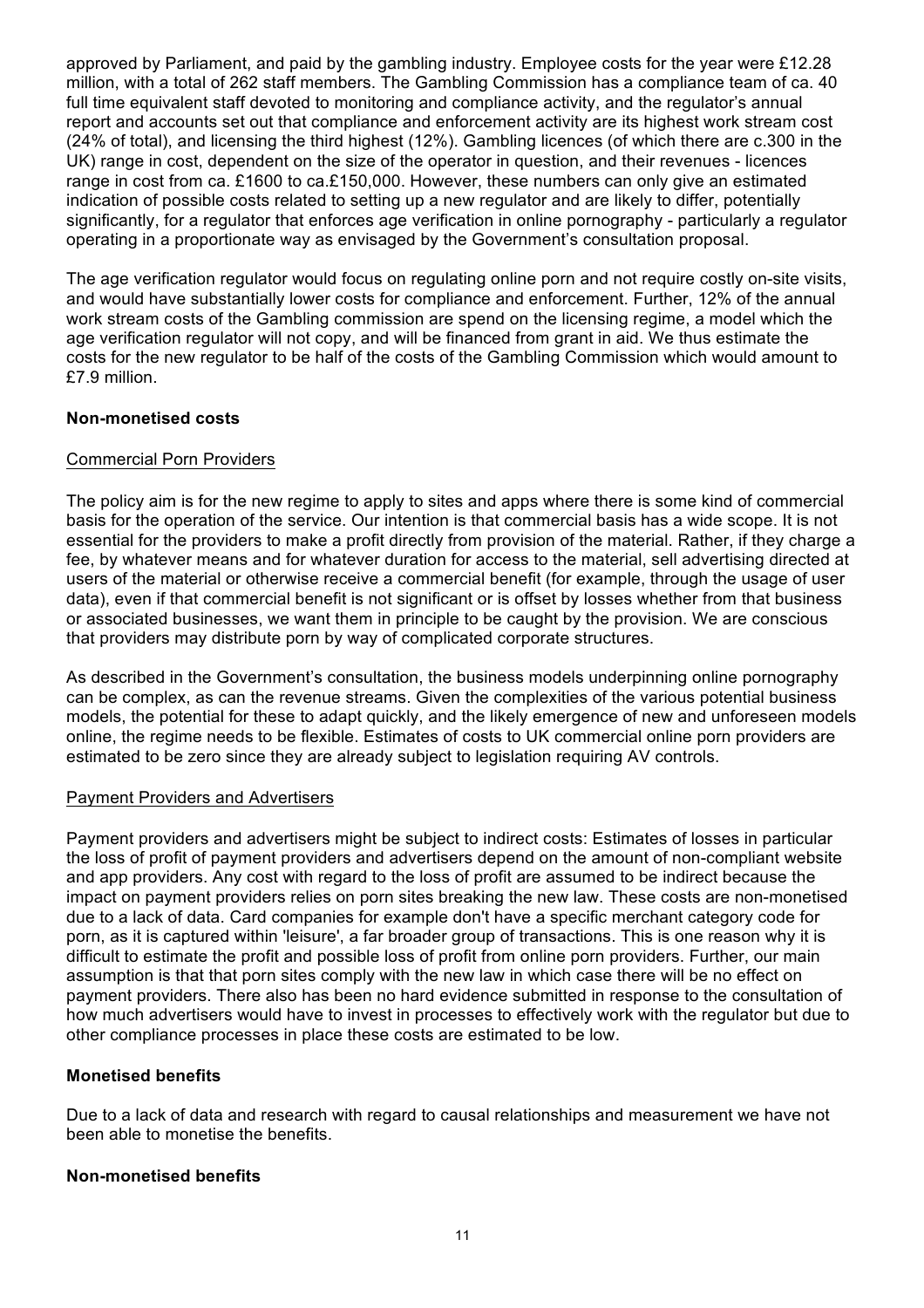approved by Parliament, and paid by the gambling industry. Employee costs for the year were £12.28 million, with a total of 262 staff members. The Gambling Commission has a compliance team of ca. 40 full time equivalent staff devoted to monitoring and compliance activity, and the regulator's annual report and accounts set out that compliance and enforcement activity are its highest work stream cost (24% of total), and licensing the third highest (12%). Gambling licences (of which there are c.300 in the UK) range in cost, dependent on the size of the operator in question, and their revenues - licences range in cost from ca. £1600 to ca.£150,000. However, these numbers can only give an estimated indication of possible costs related to setting up a new regulator and are likely to differ, potentially significantly, for a regulator that enforces age verification in online pornography - particularly a regulator operating in a proportionate way as envisaged by the Government's consultation proposal.

The age verification regulator would focus on regulating online porn and not require costly on-site visits, and would have substantially lower costs for compliance and enforcement. Further, 12% of the annual work stream costs of the Gambling commission are spend on the licensing regime, a model which the age verification regulator will not copy, and will be financed from grant in aid. We thus estimate the costs for the new regulator to be half of the costs of the Gambling Commission which would amount to £7.9 million.

**Non-monetised costs**

Commercial Porn Providers

The policy aim is for the new regime to apply to sites and apps where there is some kind of commercial basis for the operation of the service. Our intention is that commercial basis has a wide scope. It is not essential for the providers to make a profit directly from provision of the material. Rather, if they charge a fee, by whatever means and for whatever duration for access to the material, sell advertising directed at users of the material or otherwise receive a commercial benefit (for example, through the usage of user data), even if that commercial benefit is not significant or is offset by losses whether from that business or associated businesses, we want them in principle to be caught by the provision. We are conscious that providers may distribute porn by way of complicated corporate structures.

As described in the Government's consultation, the business models underpinning online pornography can be complex, as can the revenue streams. Given the complexities of the various potential business models, the potential for these to adapt quickly, and the likely emergence of new and unforeseen models online, the regime needs to be flexible. Estimates of costs to UK commercial online porn providers are estimated to be zero since they are already subject to legislation requiring AV controls.

Payment Providers and Advertisers

Payment providers and advertisers might be subject to indirect costs: Estimates of losses in particular the loss of profit of payment providers and advertisers depend on the amount of non-compliant website and app providers. Any cost with regard to the loss of profit are assumed to be indirect because the impact on payment providers relies on porn sites breaking the new law. These costs are non-monetised due to a lack of data. Card companies for example don't have a specific merchant category code for porn, as it is captured within 'leisure', a far broader group of transactions. This is one reason why it is difficult to estimate the profit and possible loss of profit from online porn providers. Further, our main assumption is that that porn sites comply with the new law in which case there will be no effect on payment providers. There also has been no hard evidence submitted in response to the consultation of how much advertisers would have to invest in processes to effectively work with the regulator but due to other compliance processes in place these costs are estimated to be low.

**Monetised benefits**

Due to a lack of data and research with regard to causal relationships and measurement we have not been able to monetise the benefits.

**Non-monetised benefits**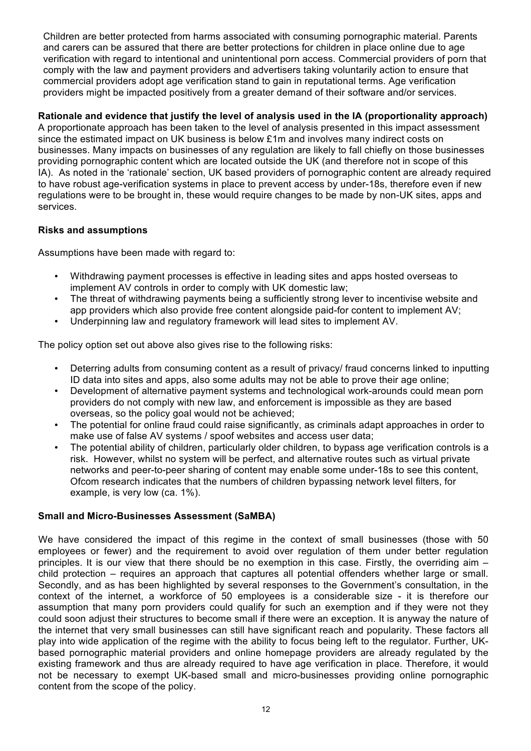Children are better protected from harms associated with consuming pornographic material. Parents and carers can be assured that there are better protections for children in place online due to age verification with regard to intentional and unintentional porn access. Commercial providers of porn that comply with the law and payment providers and advertisers taking voluntarily action to ensure that commercial providers adopt age verification stand to gain in reputational terms. Age verification providers might be impacted positively from a greater demand of their software and/or services.

**Rationale and evidence that justify the level of analysis used in the IA (proportionality approach)**
A proportionate approach has been taken to the level of analysis presented in this impact assessment since the estimated impact on UK business is below £1m and involves many indirect costs on businesses. Many impacts on businesses of any regulation are likely to fall chiefly on those businesses providing pornographic content which are located outside the UK (and therefore not in scope of this IA). As noted in the 'rationale' section, UK based providers of pornographic content are already required to have robust age-verification systems in place to prevent access by under-18s, therefore even if new regulations were to be brought in, these would require changes to be made by non-UK sites, apps and services.

**Risks and assumptions**

Assumptions have been made with regard to:

- Withdrawing payment processes is effective in leading sites and apps hosted overseas to implement AV controls in order to comply with UK domestic law;
- The threat of withdrawing payments being a sufficiently strong lever to incentivise website and app providers which also provide free content alongside paid-for content to implement AV;
- Underpinning law and regulatory framework will lead sites to implement AV.

The policy option set out above also gives rise to the following risks:

- Deterring adults from consuming content as a result of privacy/ fraud concerns linked to inputting ID data into sites and apps, also some adults may not be able to prove their age online;
- Development of alternative payment systems and technological work-arounds could mean porn providers do not comply with new law, and enforcement is impossible as they are based overseas, so the policy goal would not be achieved;
- The potential for online fraud could raise significantly, as criminals adapt approaches in order to make use of false AV systems / spoof websites and access user data;
- The potential ability of children, particularly older children, to bypass age verification controls is a risk. However, whilst no system will be perfect, and alternative routes such as virtual private networks and peer-to-peer sharing of content may enable some under-18s to see this content, Ofcom research indicates that the numbers of children bypassing network level filters, for example, is very low (ca. 1%).

**Small and Micro-Businesses Assessment (SaMBA)**

We have considered the impact of this regime in the context of small businesses (those with 50 employees or fewer) and the requirement to avoid over regulation of them under better regulation principles. It is our view that there should be no exemption in this case. Firstly, the overriding aim – child protection – requires an approach that captures all potential offenders whether large or small. Secondly, and as has been highlighted by several responses to the Government's consultation, in the context of the internet, a workforce of 50 employees is a considerable size - it is therefore our assumption that many porn providers could qualify for such an exemption and if they were not they could soon adjust their structures to become small if there were an exception. It is anyway the nature of the internet that very small businesses can still have significant reach and popularity. These factors all play into wide application of the regime with the ability to focus being left to the regulator. Further, UK-based pornographic material providers and online homepage providers are already regulated by the existing framework and thus are already required to have age verification in place. Therefore, it would not be necessary to exempt UK-based small and micro-businesses providing online pornographic content from the scope of the policy.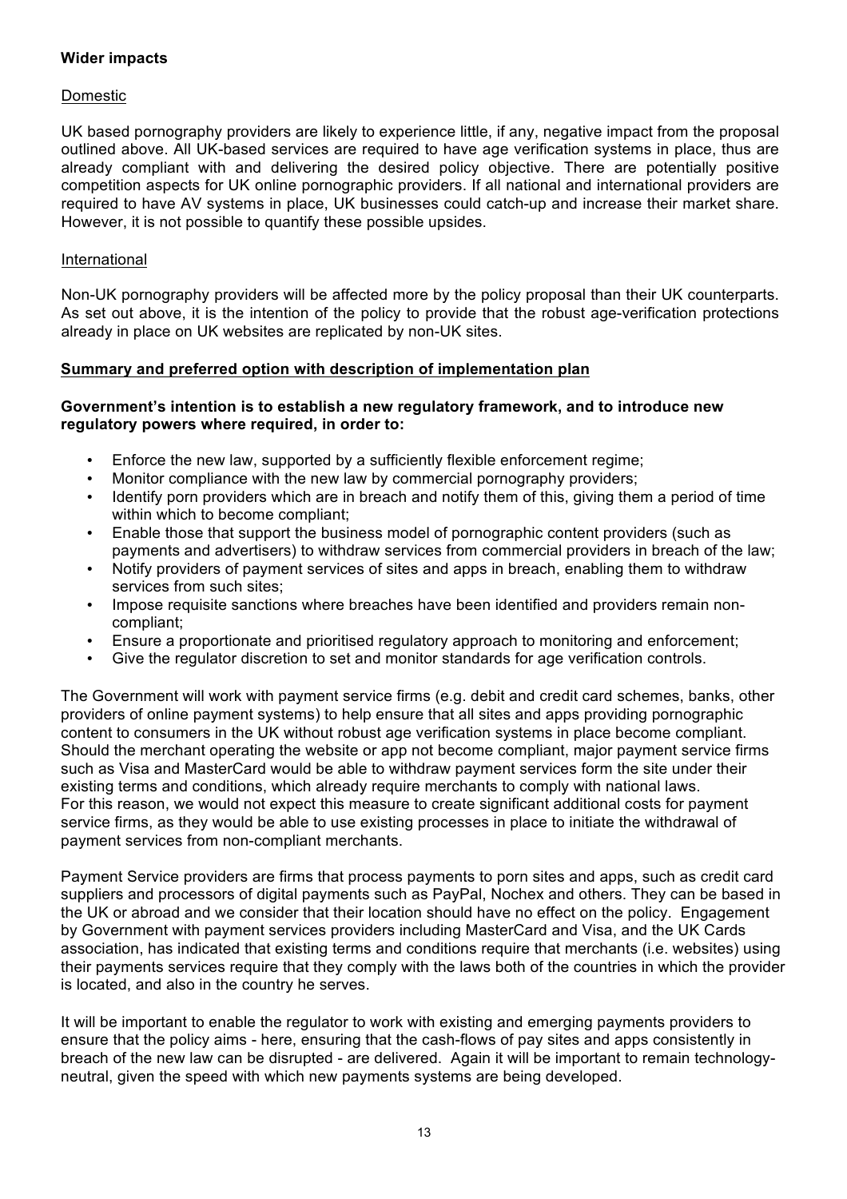**Wider impacts**

Domestic

UK based pornography providers are likely to experience little, if any, negative impact from the proposal outlined above. All UK-based services are required to have age verification systems in place, thus are already compliant with and delivering the desired policy objective. There are potentially positive competition aspects for UK online pornographic providers. If all national and international providers are required to have AV systems in place, UK businesses could catch-up and increase their market share. However, it is not possible to quantify these possible upsides.

International

Non-UK pornography providers will be affected more by the policy proposal than their UK counterparts. As set out above, it is the intention of the policy to provide that the robust age-verification protections already in place on UK websites are replicated by non-UK sites.

**Summary and preferred option with description of implementation plan**

**Government's intention is to establish a new regulatory framework, and to introduce new regulatory powers where required, in order to:**

- Enforce the new law, supported by a sufficiently flexible enforcement regime;
- Monitor compliance with the new law by commercial pornography providers;
- Identify porn providers which are in breach and notify them of this, giving them a period of time within which to become compliant;
- Enable those that support the business model of pornographic content providers (such as payments and advertisers) to withdraw services from commercial providers in breach of the law;
- Notify providers of payment services of sites and apps in breach, enabling them to withdraw services from such sites;
- Impose requisite sanctions where breaches have been identified and providers remain non-compliant;
- Ensure a proportionate and prioritised regulatory approach to monitoring and enforcement;
- Give the regulator discretion to set and monitor standards for age verification controls.

The Government will work with payment service firms (e.g. debit and credit card schemes, banks, other providers of online payment systems) to help ensure that all sites and apps providing pornographic content to consumers in the UK without robust age verification systems in place become compliant. Should the merchant operating the website or app not become compliant, major payment service firms such as Visa and MasterCard would be able to withdraw payment services form the site under their existing terms and conditions, which already require merchants to comply with national laws. For this reason, we would not expect this measure to create significant additional costs for payment service firms, as they would be able to use existing processes in place to initiate the withdrawal of payment services from non-compliant merchants.

Payment Service providers are firms that process payments to porn sites and apps, such as credit card suppliers and processors of digital payments such as PayPal, Nochex and others. They can be based in the UK or abroad and we consider that their location should have no effect on the policy. Engagement by Government with payment services providers including MasterCard and Visa, and the UK Cards association, has indicated that existing terms and conditions require that merchants (i.e. websites) using their payments services require that they comply with the laws both of the countries in which the provider is located, and also in the country he serves.

It will be important to enable the regulator to work with existing and emerging payments providers to ensure that the policy aims - here, ensuring that the cash-flows of pay sites and apps consistently in breach of the new law can be disrupted - are delivered. Again it will be important to remain technology-neutral, given the speed with which new payments systems are being developed.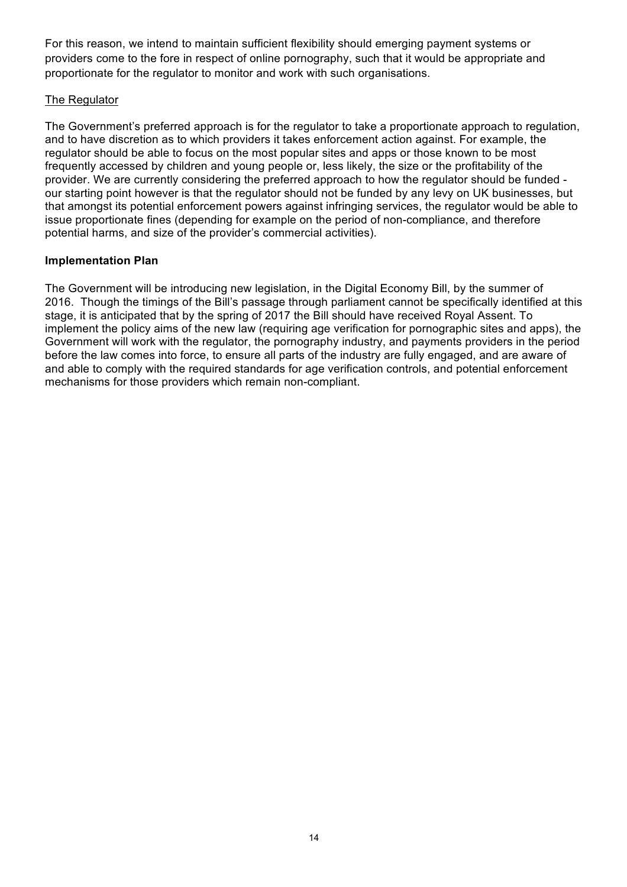For this reason, we intend to maintain sufficient flexibility should emerging payment systems or providers come to the fore in respect of online pornography, such that it would be appropriate and proportionate for the regulator to monitor and work with such organisations.

The Regulator

The Government's preferred approach is for the regulator to take a proportionate approach to regulation, and to have discretion as to which providers it takes enforcement action against. For example, the regulator should be able to focus on the most popular sites and apps or those known to be most frequently accessed by children and young people or, less likely, the size or the profitability of the provider. We are currently considering the preferred approach to how the regulator should be funded - our starting point however is that the regulator should not be funded by any levy on UK businesses, but that amongst its potential enforcement powers against infringing services, the regulator would be able to issue proportionate fines (depending for example on the period of non-compliance, and therefore potential harms, and size of the provider's commercial activities).

**Implementation Plan**

The Government will be introducing new legislation, in the Digital Economy Bill, by the summer of 2016. Though the timings of the Bill's passage through parliament cannot be specifically identified at this stage, it is anticipated that by the spring of 2017 the Bill should have received Royal Assent. To implement the policy aims of the new law (requiring age verification for pornographic sites and apps), the Government will work with the regulator, the pornography industry, and payments providers in the period before the law comes into force, to ensure all parts of the industry are fully engaged, and are aware of and able to comply with the required standards for age verification controls, and potential enforcement mechanisms for those providers which remain non-compliant.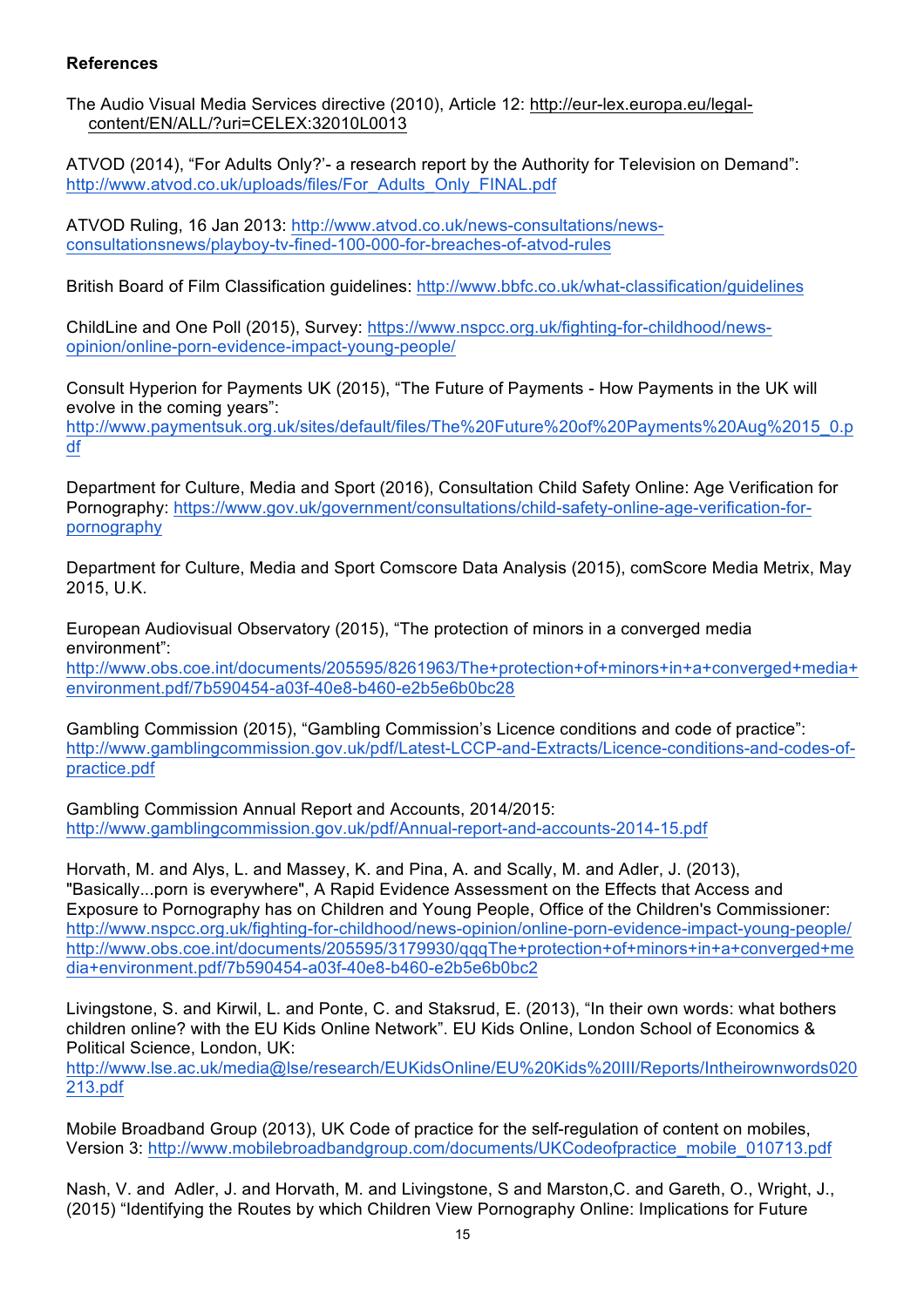**References**

The Audio Visual Media Services directive (2010), Article 12: http://eur-lex.europa.eu/legal-content/EN/ALL/?uri=CELEX:32010L0013

ATVOD (2014), "For Adults Only?'- a research report by the Authority for Television on Demand": http://www.atvod.co.uk/uploads/files/For_Adults_Only_FINAL.pdf

ATVOD Ruling, 16 Jan 2013: http://www.atvod.co.uk/news-consultations/news-consultationsnews/playboy-tv-fined-100-000-for-breaches-of-atvod-rules

British Board of Film Classification guidelines: http://www.bbfc.co.uk/what-classification/guidelines

ChildLine and One Poll (2015), Survey: https://www.nspcc.org.uk/fighting-for-childhood/news-opinion/online-porn-evidence-impact-young-people/

Consult Hyperion for Payments UK (2015), "The Future of Payments - How Payments in the UK will evolve in the coming years": http://www.paymentsuk.org.uk/sites/default/files/The%20Future%20of%20Payments%20Aug%2015_0.pdf

Department for Culture, Media and Sport (2016), Consultation Child Safety Online: Age Verification for Pornography: https://www.gov.uk/government/consultations/child-safety-online-age-verification-for-pornography

Department for Culture, Media and Sport Comscore Data Analysis (2015), comScore Media Metrix, May 2015, U.K.

European Audiovisual Observatory (2015), "The protection of minors in a converged media environment": http://www.obs.coe.int/documents/205595/8261963/The+protection+of+minors+in+a+converged+media+environment.pdf/7b590454-a03f-40e8-b460-e2b5e6b0bc28

Gambling Commission (2015), "Gambling Commission's Licence conditions and code of practice": http://www.gamblingcommission.gov.uk/pdf/Latest-LCCP-and-Extracts/Licence-conditions-and-codes-of-practice.pdf

Gambling Commission Annual Report and Accounts, 2014/2015: http://www.gamblingcommission.gov.uk/pdf/Annual-report-and-accounts-2014-15.pdf

Horvath, M. and Alys, L. and Massey, K. and Pina, A. and Scally, M. and Adler, J. (2013), "Basically...porn is everywhere", A Rapid Evidence Assessment on the Effects that Access and Exposure to Pornography has on Children and Young People, Office of the Children's Commissioner: http://www.nspcc.org.uk/fighting-for-childhood/news-opinion/online-porn-evidence-impact-young-people/ http://www.obs.coe.int/documents/205595/3179930/qqqThe+protection+of+minors+in+a+converged+media+environment.pdf/7b590454-a03f-40e8-b460-e2b5e6b0bc2

Livingstone, S. and Kirwil, L. and Ponte, C. and Staksrud, E. (2013), "In their own words: what bothers children online? with the EU Kids Online Network". EU Kids Online, London School of Economics & Political Science, London, UK: http://www.lse.ac.uk/media@lse/research/EUKidsOnline/EU%20Kids%20III/Reports/Intheirownwords020213.pdf

Mobile Broadband Group (2013), UK Code of practice for the self-regulation of content on mobiles, Version 3: http://www.mobilebroadbandgroup.com/documents/UKCodeofpractice_mobile_010713.pdf

Nash, V. and Adler, J. and Horvath, M. and Livingstone, S and Marston,C. and Gareth, O., Wright, J., (2015) "Identifying the Routes by which Children View Pornography Online: Implications for Future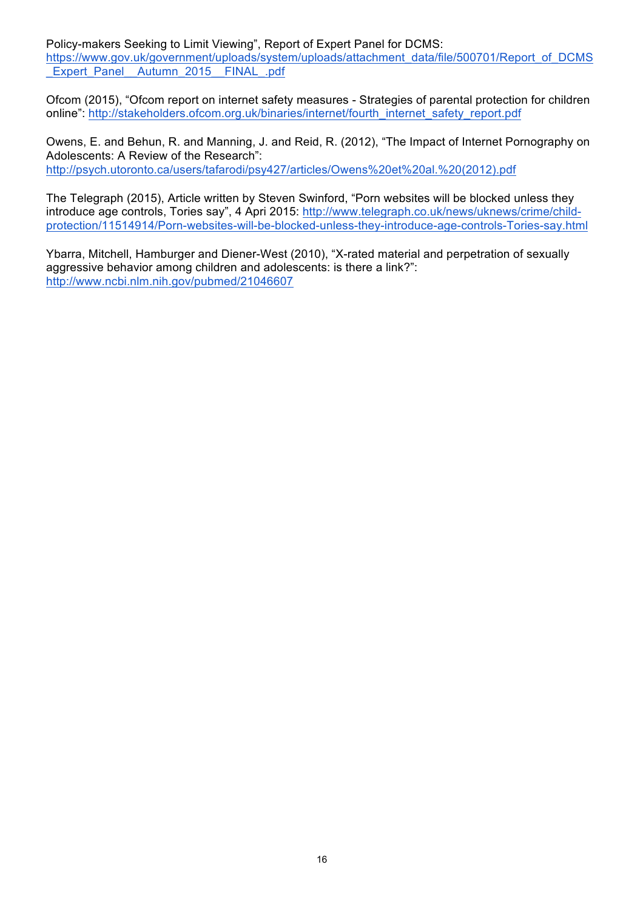Policy-makers Seeking to Limit Viewing", Report of Expert Panel for DCMS: https://www.gov.uk/government/uploads/system/uploads/attachment_data/file/500701/Report_of_DCMS_Expert_Panel__Autumn_2015__FINAL_.pdf

Ofcom (2015), "Ofcom report on internet safety measures - Strategies of parental protection for children online": http://stakeholders.ofcom.org.uk/binaries/internet/fourth_internet_safety_report.pdf

Owens, E. and Behun, R. and Manning, J. and Reid, R. (2012), "The Impact of Internet Pornography on Adolescents: A Review of the Research": http://psych.utoronto.ca/users/tafarodi/psy427/articles/Owens%20et%20al.%20(2012).pdf

The Telegraph (2015), Article written by Steven Swinford, "Porn websites will be blocked unless they introduce age controls, Tories say", 4 Apri 2015: http://www.telegraph.co.uk/news/uknews/crime/child-protection/11514914/Porn-websites-will-be-blocked-unless-they-introduce-age-controls-Tories-say.html

Ybarra, Mitchell, Hamburger and Diener-West (2010), "X-rated material and perpetration of sexually aggressive behavior among children and adolescents: is there a link?": http://www.ncbi.nlm.nih.gov/pubmed/21046607